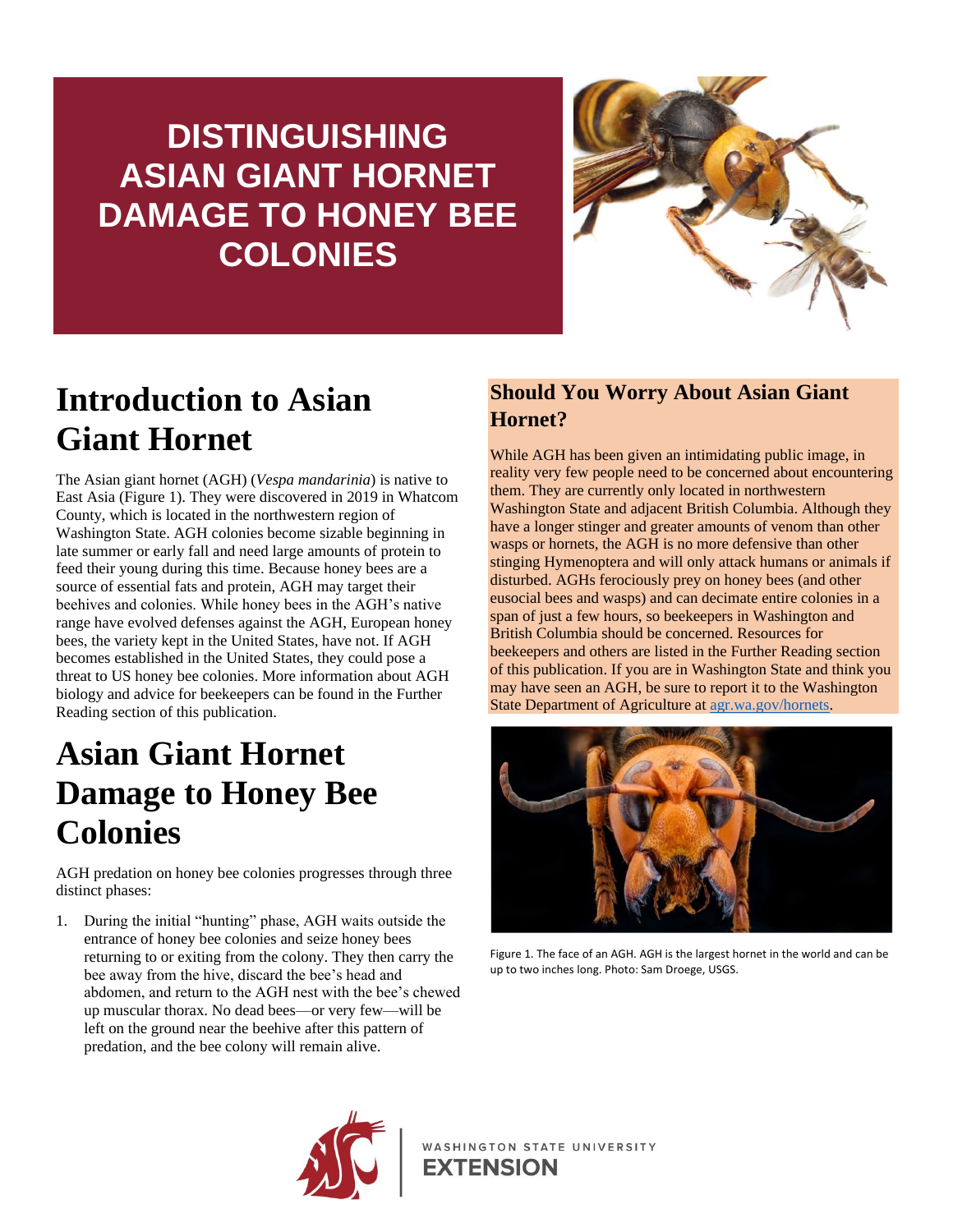# DISTINGUISHING ASIAN GIANT HORNET DAMAGE TO HONEY BEE COLONIES

## Introduction to Asian Giant Hornet

The Asian giant hornet (AGH) (*Vespa mandarinia*) is native to East Asia (Figure 1). They were discovered in 2019 in Whatcom County, which is located in the northwestern region of Washington State. AGH colonies become sizable beginning in late summer or early fall and need large amounts of protein to feed their young during this time. Because honey bees are a source of essential fats and protein, AGH may target their beehives and colonies. While honey bees in the AGH's native range have evolved defenses against the AGH, European honey bees, the variety kept in the United States, have not. If AGH becomes established in the United States, they could pose a threat to US honey bee colonies. More information about AGH biology and advice for beekeepers can be found in the Further Reading section of this publication.

## Asian Giant Hornet Damage to Honey Bee Colonies

AGH predation on honey bee colonies progresses through three distinct phases:

1. During the initial "hunting" phase, AGH waits outside the entrance of honey bee colonies and seize honey bees returning to or exiting from the colony. They then carry the bee away from the hive, discard the bee's head and abdomen, and return to the AGH nest with the bee's chewed up muscular thorax. No dead bees—or very few—will be left on the ground near the beehive after this pattern of predation, and the bee colony will remain alive.

### Should You Worry About Asian Giant Hornet?

While AGH has been given an intimidating public image, in reality very few people need to be concerned about encountering them. They are currently only located in northwestern Washington State and adjacent British Columbia. Although they have a longer stinger and greater amounts of venom than other wasps or hornets, the AGH is no more defensive than other stinging Hymenoptera and will only attack humans or animals if disturbed. AGHs ferociously prey on honey bees (and other eusocial bees and wasps) and can decimate entire colonies in a span of just a few hours, so beekeepers in Washington and British Columbia should be concerned. Resources for beekeepers and others are listed in the Further Reading section of this publication. If you are in Washington State and think you may have seen an AGH, be sure to report it to the Washington State Department of Agriculture at [agr.wa.gov/hornets](agr.wa.gov/hornets).

Figure 1. The face of an AGH. AGH is the largest hornet in the world and can be up to two inches long. Photo: Sam Droege, USGS.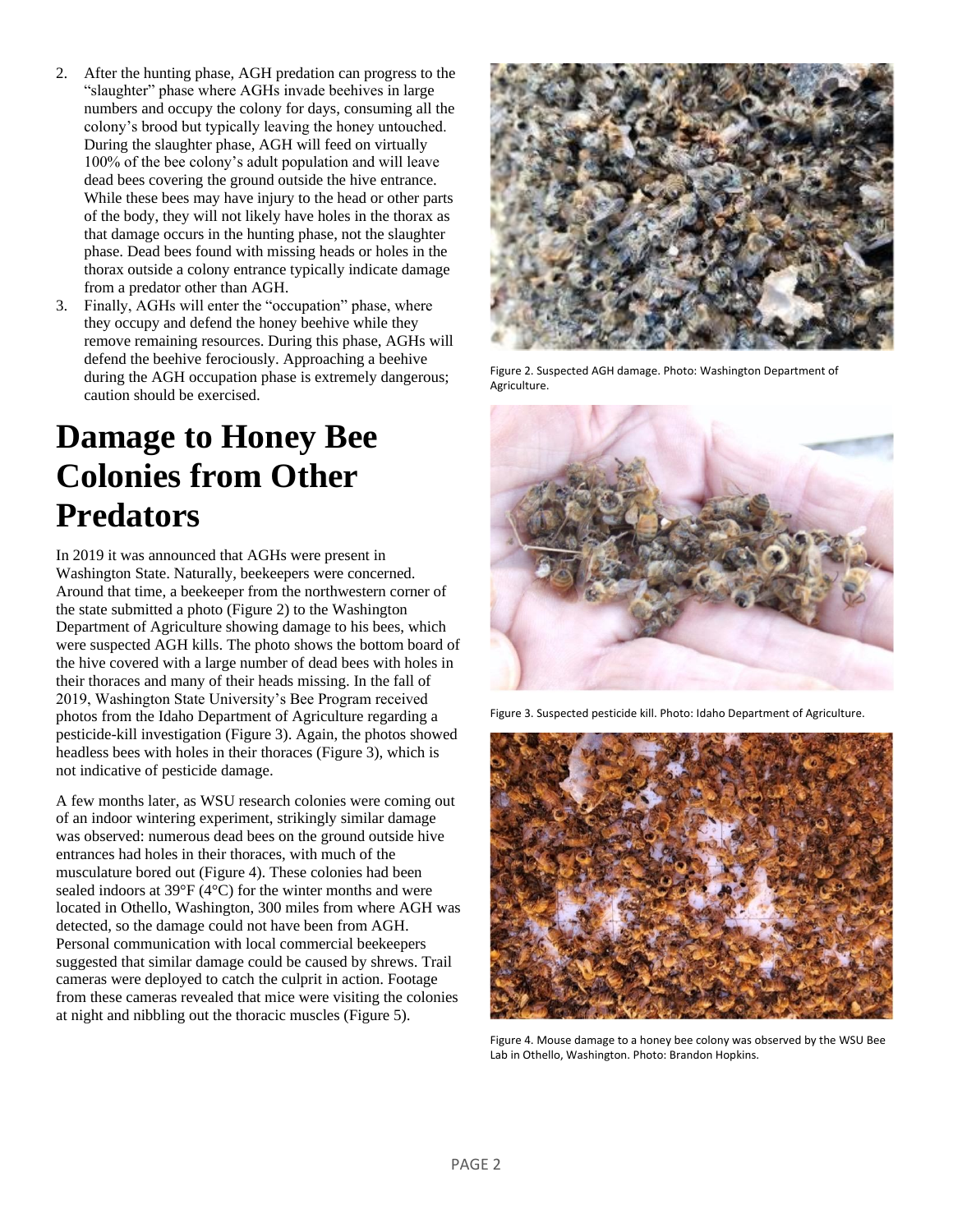2. After the hunting phase, AGH predation can progress to the "slaughter" phase where AGHs invade beehives in large numbers and occupy the colony for days, consuming all the colony's brood but typically leaving the honey untouched. During the slaughter phase, AGH will feed on virtually 100% of the bee colony's adult population and will leave dead bees covering the ground outside the hive entrance. While these bees may have injury to the head or other parts of the body, they will not likely have holes in the thorax as that damage occurs in the hunting phase, not the slaughter phase. Dead bees found with missing heads or holes in the thorax outside a colony entrance typically indicate damage from a predator other than AGH.
3. Finally, AGHs will enter the "occupation" phase, where they occupy and defend the honey beehive while they remove remaining resources. During this phase, AGHs will defend the beehive ferociously. Approaching a beehive during the AGH occupation phase is extremely dangerous; caution should be exercised.

# Damage to Honey Bee Colonies from Other Predators

In 2019 it was announced that AGHs were present in Washington State. Naturally, beekeepers were concerned. Around that time, a beekeeper from the northwestern corner of the state submitted a photo (Figure 2) to the Washington Department of Agriculture showing damage to his bees, which were suspected AGH kills. The photo shows the bottom board of the hive covered with a large number of dead bees with holes in their thoraces and many of their heads missing. In the fall of 2019, Washington State University's Bee Program received photos from the Idaho Department of Agriculture regarding a pesticide-kill investigation (Figure 3). Again, the photos showed headless bees with holes in their thoraces (Figure 3), which is not indicative of pesticide damage.

A few months later, as WSU research colonies were coming out of an indoor wintering experiment, strikingly similar damage was observed: numerous dead bees on the ground outside hive entrances had holes in their thoraces, with much of the musculature bored out (Figure 4). These colonies had been sealed indoors at 39°F (4°C) for the winter months and were located in Othello, Washington, 300 miles from where AGH was detected, so the damage could not have been from AGH. Personal communication with local commercial beekeepers suggested that similar damage could be caused by shrews. Trail cameras were deployed to catch the culprit in action. Footage from these cameras revealed that mice were visiting the colonies at night and nibbling out the thoracic muscles (Figure 5).

Figure 2. Suspected AGH damage. Photo: Washington Department of Agriculture.

Figure 3. Suspected pesticide kill. Photo: Idaho Department of Agriculture.

Figure 4. Mouse damage to a honey bee colony was observed by the WSU Bee Lab in Othello, Washington. Photo: Brandon Hopkins.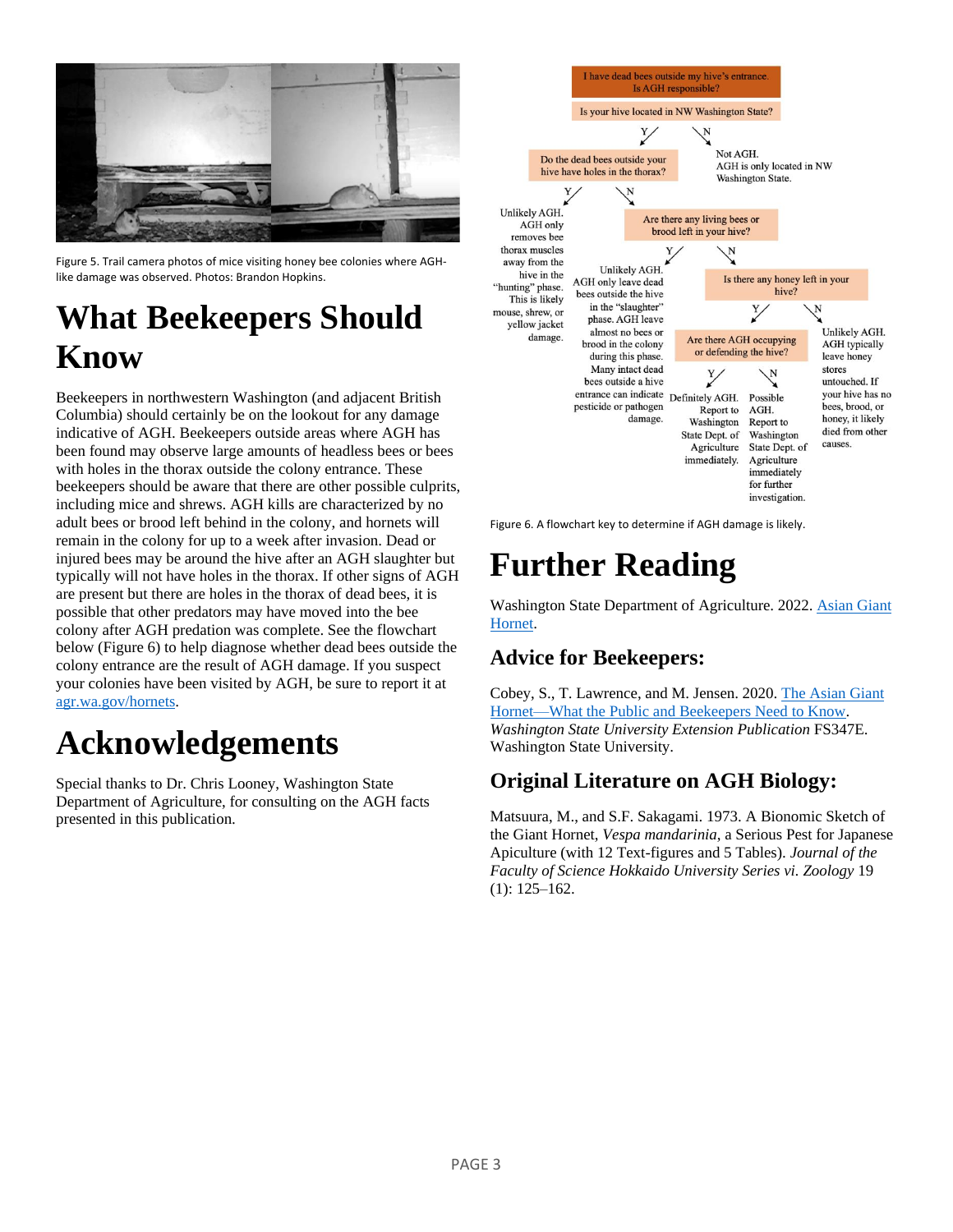Figure 5. Trail camera photos of mice visiting honey bee colonies where AGH-like damage was observed. Photos: Brandon Hopkins.

# What Beekeepers Should Know

Beekeepers in northwestern Washington (and adjacent British Columbia) should certainly be on the lookout for any damage indicative of AGH. Beekeepers outside areas where AGH has been found may observe large amounts of headless bees or bees with holes in the thorax outside the colony entrance. These beekeepers should be aware that there are other possible culprits, including mice and shrews. AGH kills are characterized by no adult bees or brood left behind in the colony, and hornets will remain in the colony for up to a week after invasion. Dead or injured bees may be around the hive after an AGH slaughter but typically will not have holes in the thorax. If other signs of AGH are present but there are holes in the thorax of dead bees, it is possible that other predators may have moved into the bee colony after AGH predation was complete. See the flowchart below (Figure 6) to help diagnose whether dead bees outside the colony entrance are the result of AGH damage. If you suspect your colonies have been visited by AGH, be sure to report it at [agr.wa.gov/hornets](agr.wa.gov/hornets).

# Acknowledgements

Special thanks to Dr. Chris Looney, Washington State Department of Agriculture, for consulting on the AGH facts presented in this publication.

I have dead bees outside my hive's entrance. Is AGH responsible?

Is your hive located in NW Washington State?

- N: Not AGH. AGH is only located in NW Washington State.
- Y: Do the dead bees outside your hive have holes in the thorax?
  - Y: Unlikely AGH. AGH only removes bee thorax muscles away from the hive in the "hunting" phase. This is likely mouse, shrew, or yellow jacket damage.
  - N: Are there any living bees or brood left in your hive?
    - Y: Unlikely AGH. AGH only leave dead bees outside the hive in the "slaughter" phase. AGH leave almost no bees or brood in the colony during this phase. Many intact dead bees outside a hive entrance can indicate pesticide or pathogen damage.
    - N: Is there any honey left in your hive?
      - N: Unlikely AGH. AGH typically leave honey stores untouched. If your hive has no bees, brood, or honey, it likely died from other causes.
      - Y: Are there AGH occupying or defending the hive?
        - Y: Definitely AGH. Report to Washington State Dept. of Agriculture immediately.
        - N: Possible AGH. Report to Washington State Dept. of Agriculture immediately for further investigation.

Figure 6. A flowchart key to determine if AGH damage is likely.

# Further Reading

Washington State Department of Agriculture. 2022. [Asian Giant Hornet](#).

## Advice for Beekeepers:

Cobey, S., T. Lawrence, and M. Jensen. 2020. [The Asian Giant Hornet—What the Public and Beekeepers Need to Know](#). *Washington State University Extension Publication* FS347E. Washington State University.

## Original Literature on AGH Biology:

Matsuura, M., and S.F. Sakagami. 1973. A Bionomic Sketch of the Giant Hornet, *Vespa mandarinia*, a Serious Pest for Japanese Apiculture (with 12 Text-figures and 5 Tables). *Journal of the Faculty of Science Hokkaido University Series vi. Zoology* 19 (1): 125–162.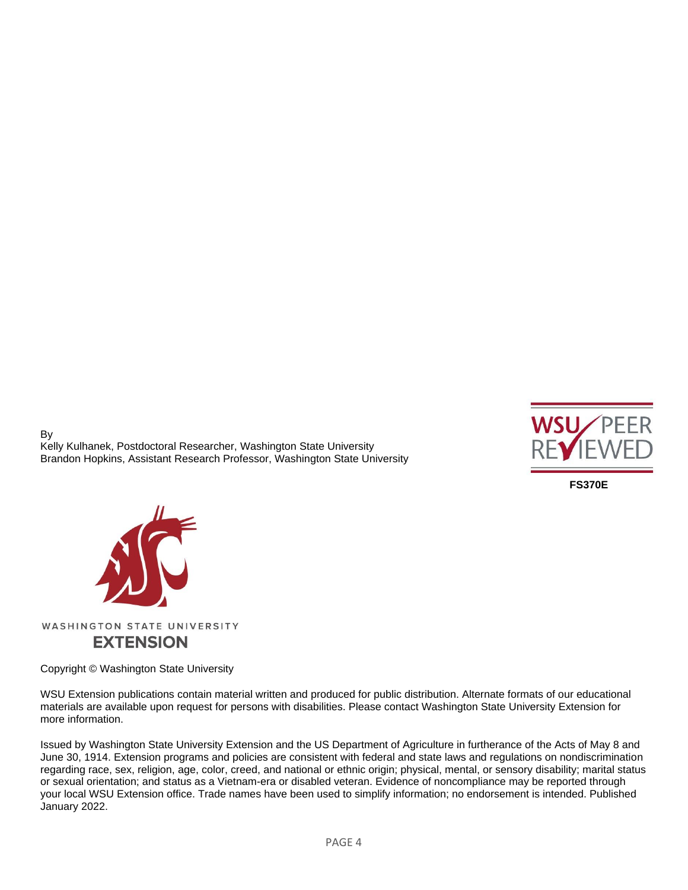By
Kelly Kulhanek, Postdoctoral Researcher, Washington State University
Brandon Hopkins, Assistant Research Professor, Washington State University

WSU PEER REVIEWED

**FS370E**

WASHINGTON STATE UNIVERSITY
**EXTENSION**

Copyright © Washington State University

WSU Extension publications contain material written and produced for public distribution. Alternate formats of our educational materials are available upon request for persons with disabilities. Please contact Washington State University Extension for more information.

Issued by Washington State University Extension and the US Department of Agriculture in furtherance of the Acts of May 8 and June 30, 1914. Extension programs and policies are consistent with federal and state laws and regulations on nondiscrimination regarding race, sex, religion, age, color, creed, and national or ethnic origin; physical, mental, or sensory disability; marital status or sexual orientation; and status as a Vietnam-era or disabled veteran. Evidence of noncompliance may be reported through your local WSU Extension office. Trade names have been used to simplify information; no endorsement is intended. Published January 2022.